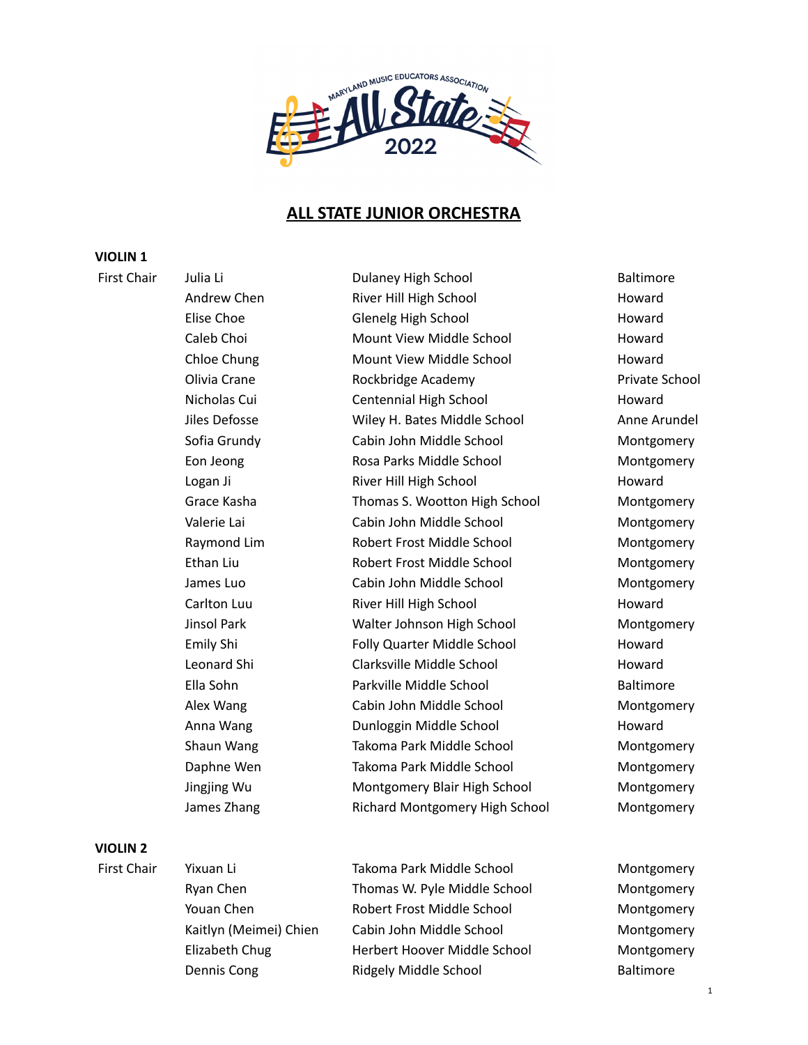# ALL STATE JUNIOR ORCHESTRA

**VIOLIN 1**

| | | | |
|---|---|---|---|
| First Chair | Julia Li | Dulaney High School | Baltimore |
| | Andrew Chen | River Hill High School | Howard |
| | Elise Choe | Glenelg High School | Howard |
| | Caleb Choi | Mount View Middle School | Howard |
| | Chloe Chung | Mount View Middle School | Howard |
| | Olivia Crane | Rockbridge Academy | Private School |
| | Nicholas Cui | Centennial High School | Howard |
| | Jiles Defosse | Wiley H. Bates Middle School | Anne Arundel |
| | Sofia Grundy | Cabin John Middle School | Montgomery |
| | Eon Jeong | Rosa Parks Middle School | Montgomery |
| | Logan Ji | River Hill High School | Howard |
| | Grace Kasha | Thomas S. Wootton High School | Montgomery |
| | Valerie Lai | Cabin John Middle School | Montgomery |
| | Raymond Lim | Robert Frost Middle School | Montgomery |
| | Ethan Liu | Robert Frost Middle School | Montgomery |
| | James Luo | Cabin John Middle School | Montgomery |
| | Carlton Luu | River Hill High School | Howard |
| | Jinsol Park | Walter Johnson High School | Montgomery |
| | Emily Shi | Folly Quarter Middle School | Howard |
| | Leonard Shi | Clarksville Middle School | Howard |
| | Ella Sohn | Parkville Middle School | Baltimore |
| | Alex Wang | Cabin John Middle School | Montgomery |
| | Anna Wang | Dunloggin Middle School | Howard |
| | Shaun Wang | Takoma Park Middle School | Montgomery |
| | Daphne Wen | Takoma Park Middle School | Montgomery |
| | Jingjing Wu | Montgomery Blair High School | Montgomery |
| | James Zhang | Richard Montgomery High School | Montgomery |

**VIOLIN 2**

| | | | |
|---|---|---|---|
| First Chair | Yixuan Li | Takoma Park Middle School | Montgomery |
| | Ryan Chen | Thomas W. Pyle Middle School | Montgomery |
| | Youan Chen | Robert Frost Middle School | Montgomery |
| | Kaitlyn (Meimei) Chien | Cabin John Middle School | Montgomery |
| | Elizabeth Chug | Herbert Hoover Middle School | Montgomery |
| | Dennis Cong | Ridgely Middle School | Baltimore |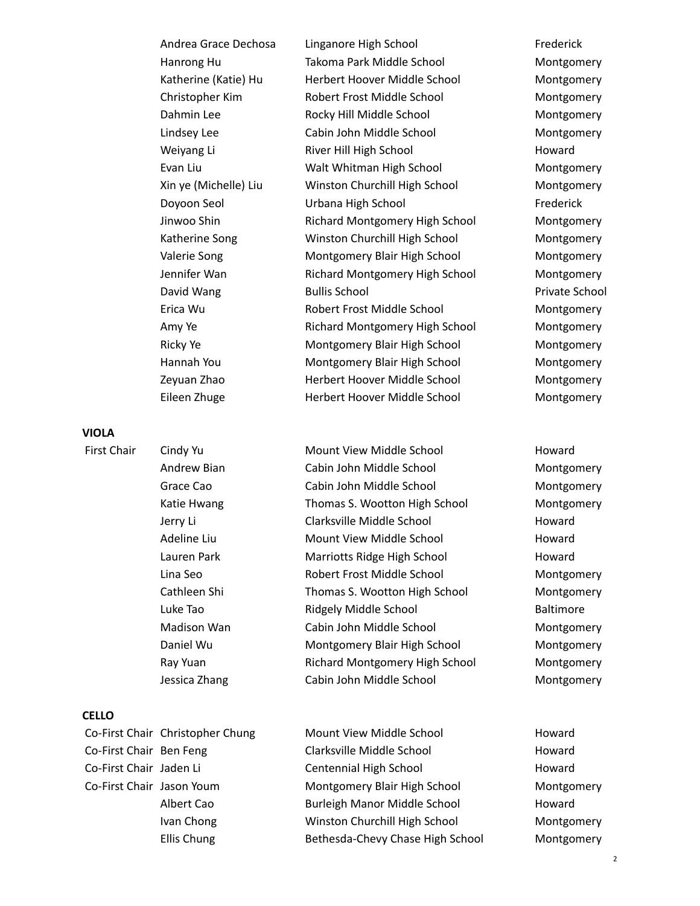| | Name | School | County |
|---|---|---|---|
| | Andrea Grace Dechosa | Linganore High School | Frederick |
| | Hanrong Hu | Takoma Park Middle School | Montgomery |
| | Katherine (Katie) Hu | Herbert Hoover Middle School | Montgomery |
| | Christopher Kim | Robert Frost Middle School | Montgomery |
| | Dahmin Lee | Rocky Hill Middle School | Montgomery |
| | Lindsey Lee | Cabin John Middle School | Montgomery |
| | Weiyang Li | River Hill High School | Howard |
| | Evan Liu | Walt Whitman High School | Montgomery |
| | Xin ye (Michelle) Liu | Winston Churchill High School | Montgomery |
| | Doyoon Seol | Urbana High School | Frederick |
| | Jinwoo Shin | Richard Montgomery High School | Montgomery |
| | Katherine Song | Winston Churchill High School | Montgomery |
| | Valerie Song | Montgomery Blair High School | Montgomery |
| | Jennifer Wan | Richard Montgomery High School | Montgomery |
| | David Wang | Bullis School | Private School |
| | Erica Wu | Robert Frost Middle School | Montgomery |
| | Amy Ye | Richard Montgomery High School | Montgomery |
| | Ricky Ye | Montgomery Blair High School | Montgomery |
| | Hannah You | Montgomery Blair High School | Montgomery |
| | Zeyuan Zhao | Herbert Hoover Middle School | Montgomery |
| | Eileen Zhuge | Herbert Hoover Middle School | Montgomery |

**VIOLA**

| | Name | School | County |
|---|---|---|---|
| First Chair | Cindy Yu | Mount View Middle School | Howard |
| | Andrew Bian | Cabin John Middle School | Montgomery |
| | Grace Cao | Cabin John Middle School | Montgomery |
| | Katie Hwang | Thomas S. Wootton High School | Montgomery |
| | Jerry Li | Clarksville Middle School | Howard |
| | Adeline Liu | Mount View Middle School | Howard |
| | Lauren Park | Marriotts Ridge High School | Howard |
| | Lina Seo | Robert Frost Middle School | Montgomery |
| | Cathleen Shi | Thomas S. Wootton High School | Montgomery |
| | Luke Tao | Ridgely Middle School | Baltimore |
| | Madison Wan | Cabin John Middle School | Montgomery |
| | Daniel Wu | Montgomery Blair High School | Montgomery |
| | Ray Yuan | Richard Montgomery High School | Montgomery |
| | Jessica Zhang | Cabin John Middle School | Montgomery |

**CELLO**

| | Name | School | County |
|---|---|---|---|
| Co-First Chair | Christopher Chung | Mount View Middle School | Howard |
| Co-First Chair | Ben Feng | Clarksville Middle School | Howard |
| Co-First Chair | Jaden Li | Centennial High School | Howard |
| Co-First Chair | Jason Youm | Montgomery Blair High School | Montgomery |
| | Albert Cao | Burleigh Manor Middle School | Howard |
| | Ivan Chong | Winston Churchill High School | Montgomery |
| | Ellis Chung | Bethesda-Chevy Chase High School | Montgomery |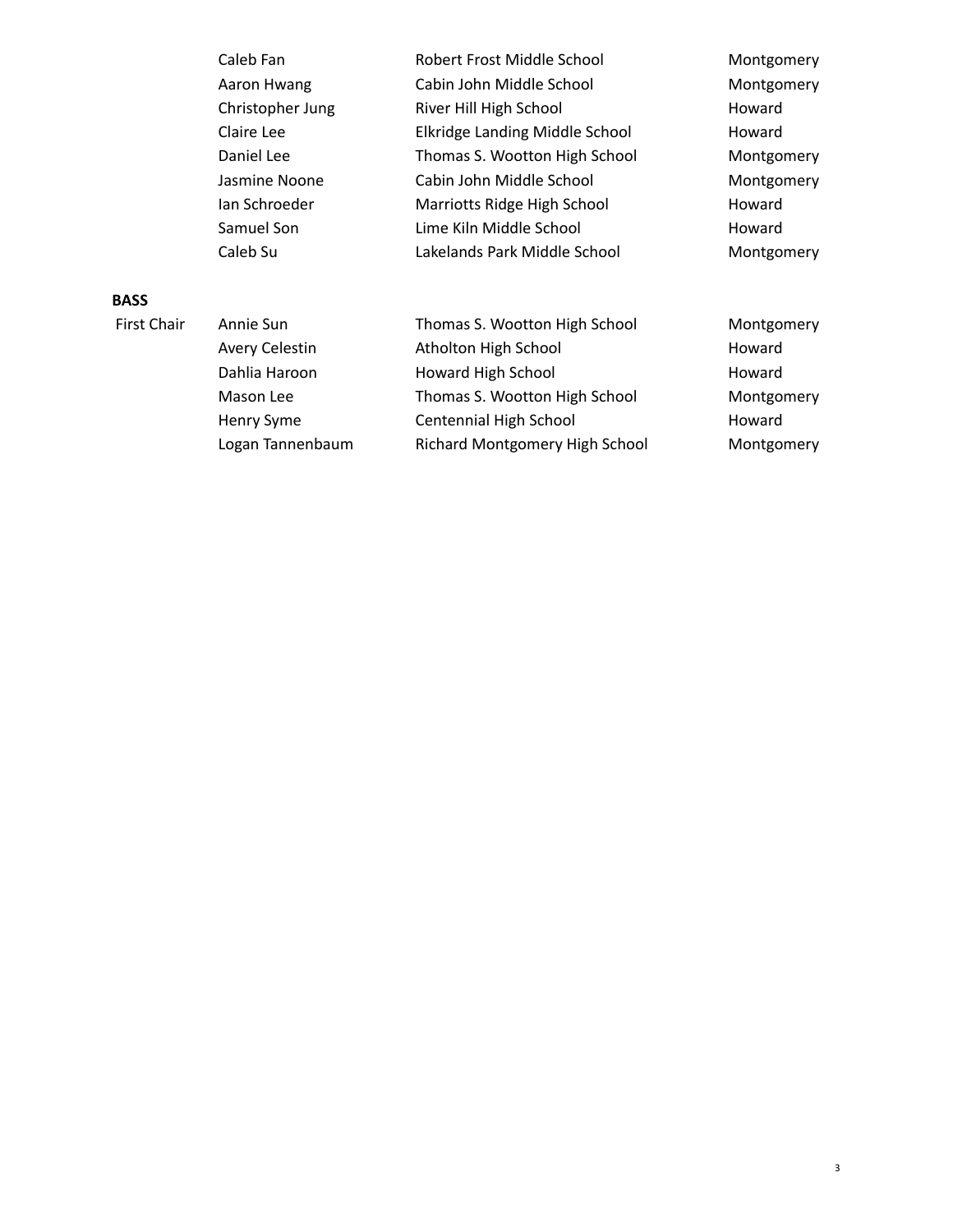| | | | |
|---|---|---|---|
| | Caleb Fan | Robert Frost Middle School | Montgomery |
| | Aaron Hwang | Cabin John Middle School | Montgomery |
| | Christopher Jung | River Hill High School | Howard |
| | Claire Lee | Elkridge Landing Middle School | Howard |
| | Daniel Lee | Thomas S. Wootton High School | Montgomery |
| | Jasmine Noone | Cabin John Middle School | Montgomery |
| | Ian Schroeder | Marriotts Ridge High School | Howard |
| | Samuel Son | Lime Kiln Middle School | Howard |
| | Caleb Su | Lakelands Park Middle School | Montgomery |

**BASS**

| | | | |
|---|---|---|---|
| First Chair | Annie Sun | Thomas S. Wootton High School | Montgomery |
| | Avery Celestin | Atholton High School | Howard |
| | Dahlia Haroon | Howard High School | Howard |
| | Mason Lee | Thomas S. Wootton High School | Montgomery |
| | Henry Syme | Centennial High School | Howard |
| | Logan Tannenbaum | Richard Montgomery High School | Montgomery |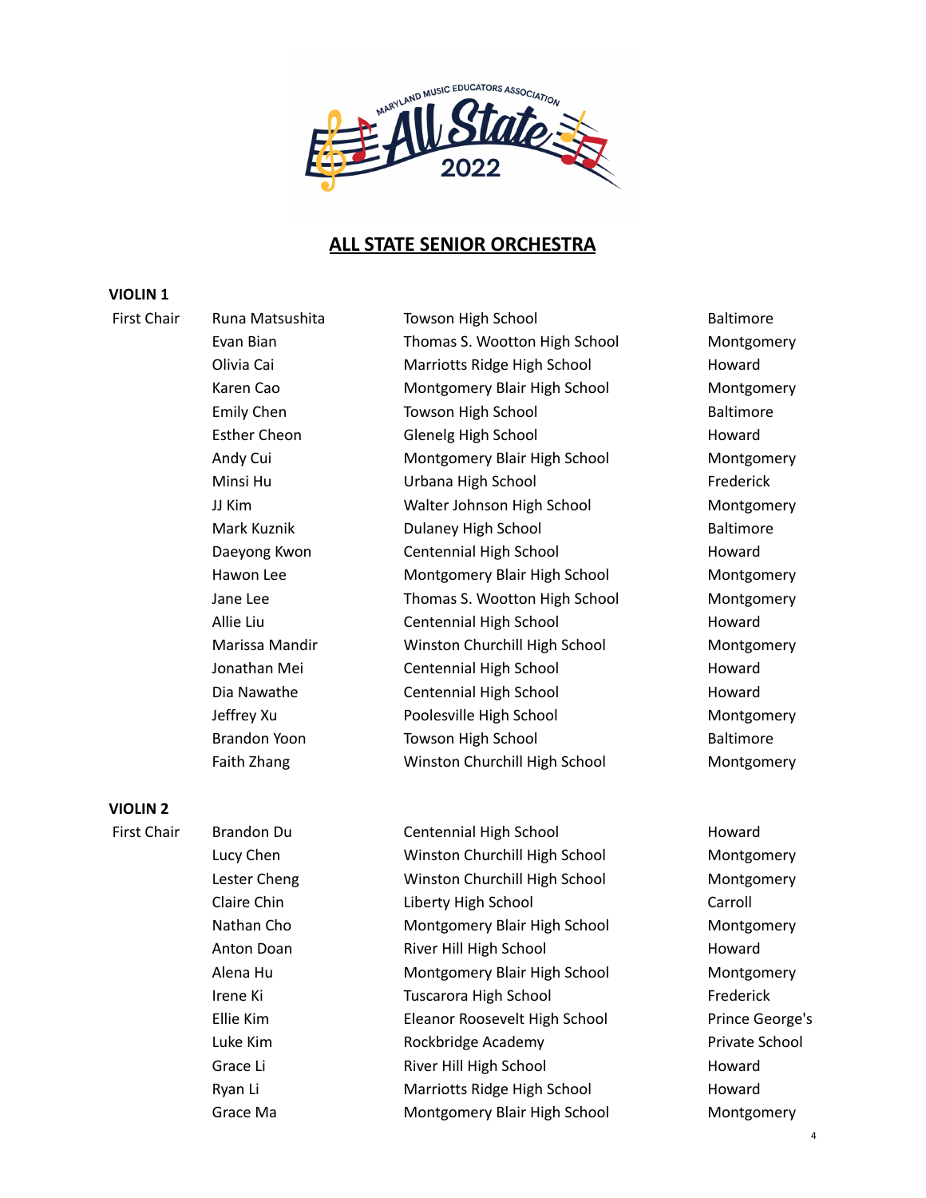## ALL STATE SENIOR ORCHESTRA

**VIOLIN 1**

| | Name | School | County |
|---|---|---|---|
| First Chair | Runa Matsushita | Towson High School | Baltimore |
| | Evan Bian | Thomas S. Wootton High School | Montgomery |
| | Olivia Cai | Marriotts Ridge High School | Howard |
| | Karen Cao | Montgomery Blair High School | Montgomery |
| | Emily Chen | Towson High School | Baltimore |
| | Esther Cheon | Glenelg High School | Howard |
| | Andy Cui | Montgomery Blair High School | Montgomery |
| | Minsi Hu | Urbana High School | Frederick |
| | JJ Kim | Walter Johnson High School | Montgomery |
| | Mark Kuznik | Dulaney High School | Baltimore |
| | Daeyong Kwon | Centennial High School | Howard |
| | Hawon Lee | Montgomery Blair High School | Montgomery |
| | Jane Lee | Thomas S. Wootton High School | Montgomery |
| | Allie Liu | Centennial High School | Howard |
| | Marissa Mandir | Winston Churchill High School | Montgomery |
| | Jonathan Mei | Centennial High School | Howard |
| | Dia Nawathe | Centennial High School | Howard |
| | Jeffrey Xu | Poolesville High School | Montgomery |
| | Brandon Yoon | Towson High School | Baltimore |
| | Faith Zhang | Winston Churchill High School | Montgomery |

**VIOLIN 2**

| | Name | School | County |
|---|---|---|---|
| First Chair | Brandon Du | Centennial High School | Howard |
| | Lucy Chen | Winston Churchill High School | Montgomery |
| | Lester Cheng | Winston Churchill High School | Montgomery |
| | Claire Chin | Liberty High School | Carroll |
| | Nathan Cho | Montgomery Blair High School | Montgomery |
| | Anton Doan | River Hill High School | Howard |
| | Alena Hu | Montgomery Blair High School | Montgomery |
| | Irene Ki | Tuscarora High School | Frederick |
| | Ellie Kim | Eleanor Roosevelt High School | Prince George's |
| | Luke Kim | Rockbridge Academy | Private School |
| | Grace Li | River Hill High School | Howard |
| | Ryan Li | Marriotts Ridge High School | Howard |
| | Grace Ma | Montgomery Blair High School | Montgomery |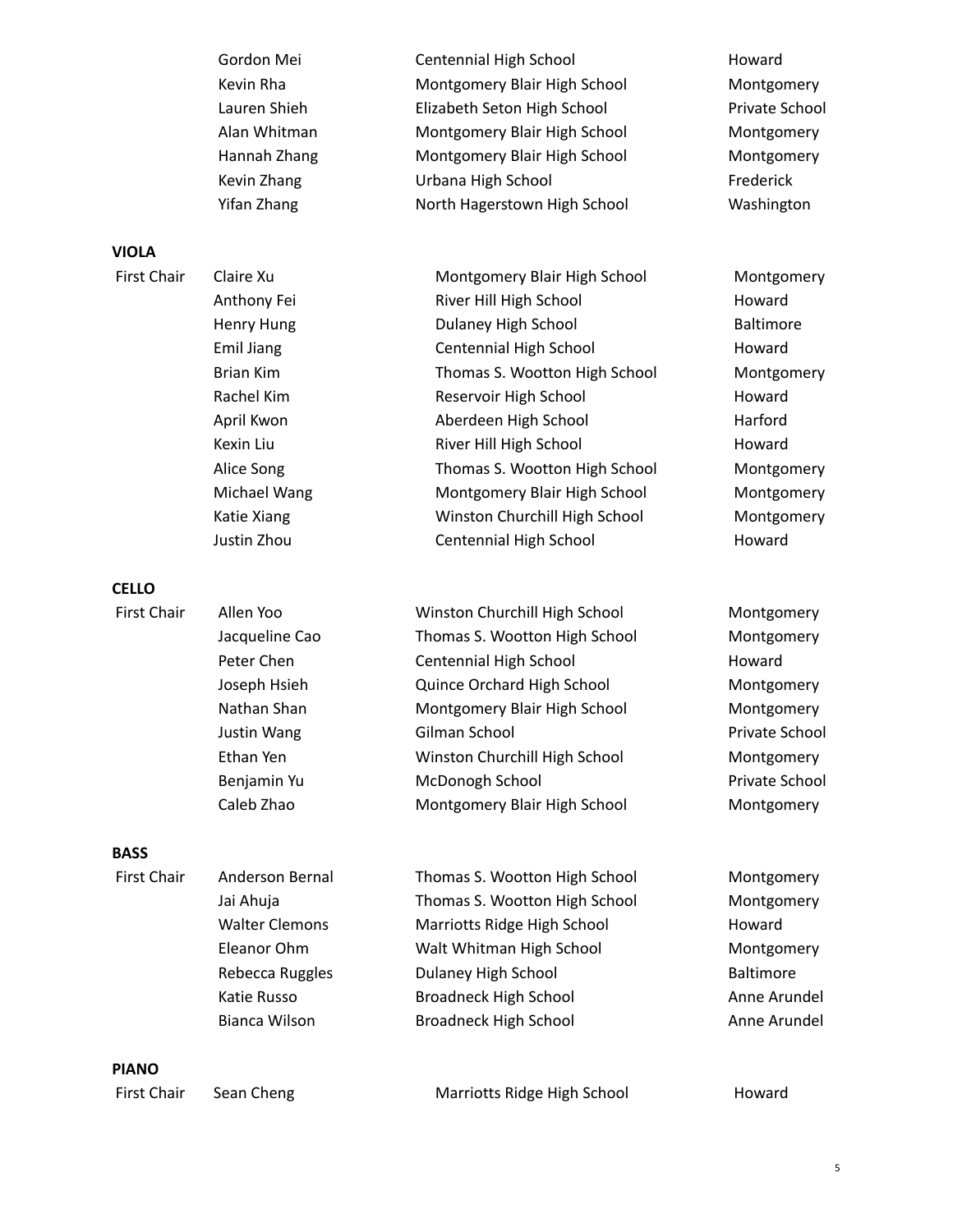| | | | |
|---|---|---|---|
| | Gordon Mei | Centennial High School | Howard |
| | Kevin Rha | Montgomery Blair High School | Montgomery |
| | Lauren Shieh | Elizabeth Seton High School | Private School |
| | Alan Whitman | Montgomery Blair High School | Montgomery |
| | Hannah Zhang | Montgomery Blair High School | Montgomery |
| | Kevin Zhang | Urbana High School | Frederick |
| | Yifan Zhang | North Hagerstown High School | Washington |

**VIOLA**

| | | | |
|---|---|---|---|
| First Chair | Claire Xu | Montgomery Blair High School | Montgomery |
| | Anthony Fei | River Hill High School | Howard |
| | Henry Hung | Dulaney High School | Baltimore |
| | Emil Jiang | Centennial High School | Howard |
| | Brian Kim | Thomas S. Wootton High School | Montgomery |
| | Rachel Kim | Reservoir High School | Howard |
| | April Kwon | Aberdeen High School | Harford |
| | Kexin Liu | River Hill High School | Howard |
| | Alice Song | Thomas S. Wootton High School | Montgomery |
| | Michael Wang | Montgomery Blair High School | Montgomery |
| | Katie Xiang | Winston Churchill High School | Montgomery |
| | Justin Zhou | Centennial High School | Howard |

**CELLO**

| | | | |
|---|---|---|---|
| First Chair | Allen Yoo | Winston Churchill High School | Montgomery |
| | Jacqueline Cao | Thomas S. Wootton High School | Montgomery |
| | Peter Chen | Centennial High School | Howard |
| | Joseph Hsieh | Quince Orchard High School | Montgomery |
| | Nathan Shan | Montgomery Blair High School | Montgomery |
| | Justin Wang | Gilman School | Private School |
| | Ethan Yen | Winston Churchill High School | Montgomery |
| | Benjamin Yu | McDonogh School | Private School |
| | Caleb Zhao | Montgomery Blair High School | Montgomery |

**BASS**

| | | | |
|---|---|---|---|
| First Chair | Anderson Bernal | Thomas S. Wootton High School | Montgomery |
| | Jai Ahuja | Thomas S. Wootton High School | Montgomery |
| | Walter Clemons | Marriotts Ridge High School | Howard |
| | Eleanor Ohm | Walt Whitman High School | Montgomery |
| | Rebecca Ruggles | Dulaney High School | Baltimore |
| | Katie Russo | Broadneck High School | Anne Arundel |
| | Bianca Wilson | Broadneck High School | Anne Arundel |

**PIANO**

| | | | |
|---|---|---|---|
| First Chair | Sean Cheng | Marriotts Ridge High School | Howard |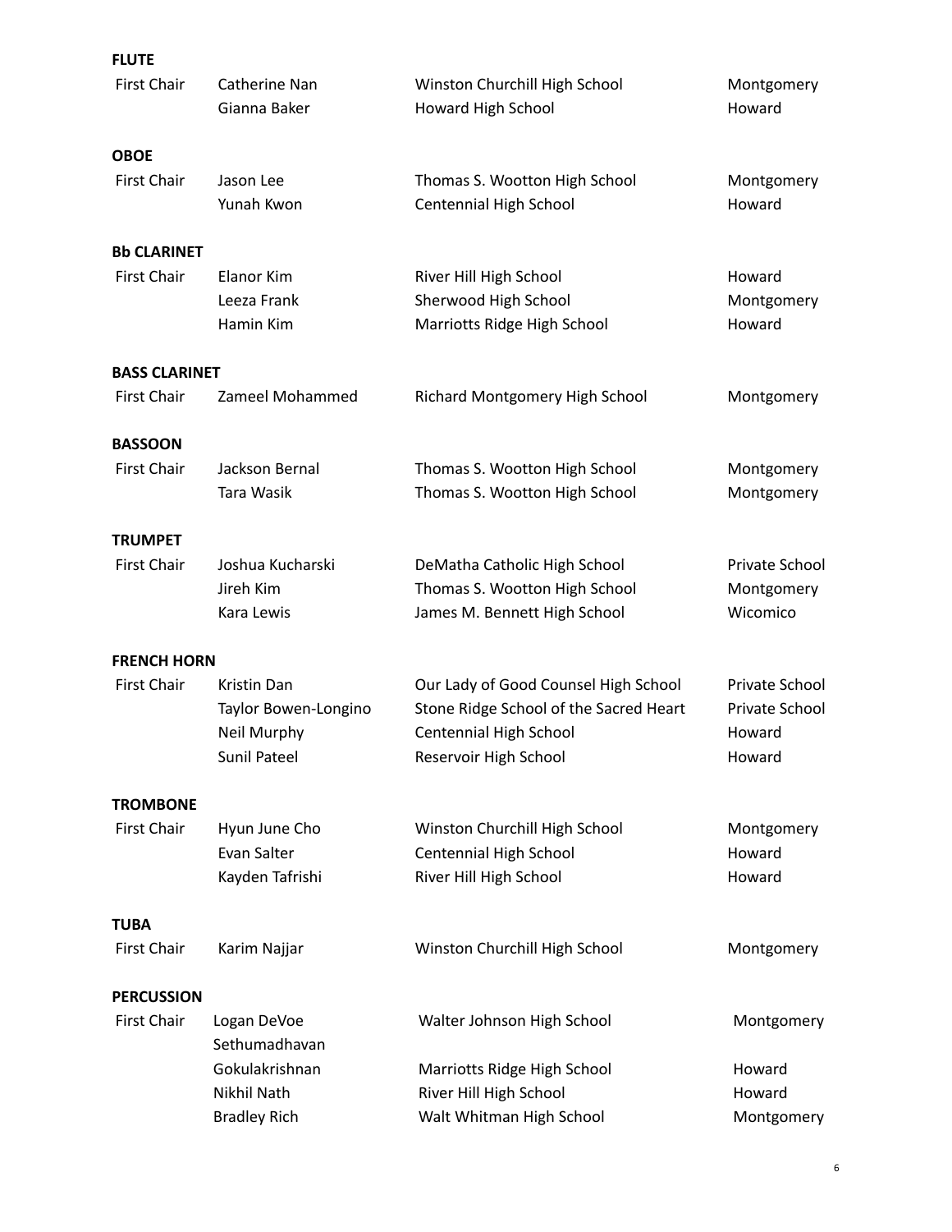**FLUTE**

| | | | |
|---|---|---|---|
| First Chair | Catherine Nan | Winston Churchill High School | Montgomery |
| | Gianna Baker | Howard High School | Howard |

**OBOE**

| | | | |
|---|---|---|---|
| First Chair | Jason Lee | Thomas S. Wootton High School | Montgomery |
| | Yunah Kwon | Centennial High School | Howard |

**Bb CLARINET**

| | | | |
|---|---|---|---|
| First Chair | Elanor Kim | River Hill High School | Howard |
| | Leeza Frank | Sherwood High School | Montgomery |
| | Hamin Kim | Marriotts Ridge High School | Howard |

**BASS CLARINET**

| | | | |
|---|---|---|---|
| First Chair | Zameel Mohammed | Richard Montgomery High School | Montgomery |

**BASSOON**

| | | | |
|---|---|---|---|
| First Chair | Jackson Bernal | Thomas S. Wootton High School | Montgomery |
| | Tara Wasik | Thomas S. Wootton High School | Montgomery |

**TRUMPET**

| | | | |
|---|---|---|---|
| First Chair | Joshua Kucharski | DeMatha Catholic High School | Private School |
| | Jireh Kim | Thomas S. Wootton High School | Montgomery |
| | Kara Lewis | James M. Bennett High School | Wicomico |

**FRENCH HORN**

| | | | |
|---|---|---|---|
| First Chair | Kristin Dan | Our Lady of Good Counsel High School | Private School |
| | Taylor Bowen-Longino | Stone Ridge School of the Sacred Heart | Private School |
| | Neil Murphy | Centennial High School | Howard |
| | Sunil Pateel | Reservoir High School | Howard |

**TROMBONE**

| | | | |
|---|---|---|---|
| First Chair | Hyun June Cho | Winston Churchill High School | Montgomery |
| | Evan Salter | Centennial High School | Howard |
| | Kayden Tafrishi | River Hill High School | Howard |

**TUBA**

| | | | |
|---|---|---|---|
| First Chair | Karim Najjar | Winston Churchill High School | Montgomery |

**PERCUSSION**

| | | | |
|---|---|---|---|
| First Chair | Logan DeVoe | Walter Johnson High School | Montgomery |
| | Sethumadhavan Gokulakrishnan | Marriotts Ridge High School | Howard |
| | Nikhil Nath | River Hill High School | Howard |
| | Bradley Rich | Walt Whitman High School | Montgomery |